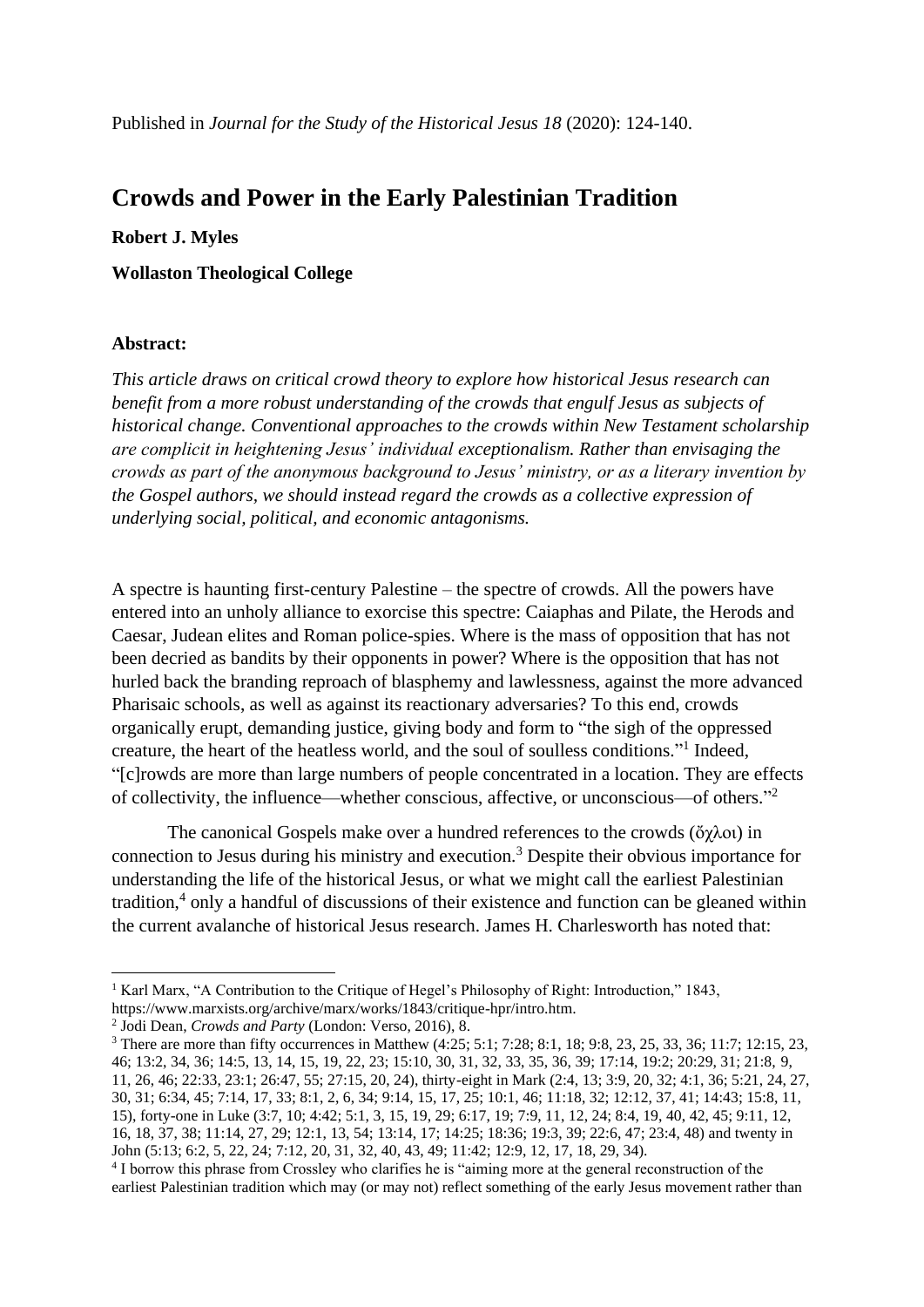Published in *Journal for the Study of the Historical Jesus 18* (2020): 124-140.

# Crowds and Power in the Early Palestinian Tradition

**Robert J. Myles**

**Wollaston Theological College**

**Abstract:**

*This article draws on critical crowd theory to explore how historical Jesus research can benefit from a more robust understanding of the crowds that engulf Jesus as subjects of historical change. Conventional approaches to the crowds within New Testament scholarship are complicit in heightening Jesus' individual exceptionalism. Rather than envisaging the crowds as part of the anonymous background to Jesus' ministry, or as a literary invention by the Gospel authors, we should instead regard the crowds as a collective expression of underlying social, political, and economic antagonisms.*

A spectre is haunting first-century Palestine – the spectre of crowds. All the powers have entered into an unholy alliance to exorcise this spectre: Caiaphas and Pilate, the Herods and Caesar, Judean elites and Roman police-spies. Where is the mass of opposition that has not been decried as bandits by their opponents in power? Where is the opposition that has not hurled back the branding reproach of blasphemy and lawlessness, against the more advanced Pharisaic schools, as well as against its reactionary adversaries? To this end, crowds organically erupt, demanding justice, giving body and form to "the sigh of the oppressed creature, the heart of the heatless world, and the soul of soulless conditions."[1] Indeed, "[c]rowds are more than large numbers of people concentrated in a location. They are effects of collectivity, the influence—whether conscious, affective, or unconscious—of others."[2]

The canonical Gospels make over a hundred references to the crowds (ὄχλοι) in connection to Jesus during his ministry and execution.[3] Despite their obvious importance for understanding the life of the historical Jesus, or what we might call the earliest Palestinian tradition,[4] only a handful of discussions of their existence and function can be gleaned within the current avalanche of historical Jesus research. James H. Charlesworth has noted that:

[1] Karl Marx, "A Contribution to the Critique of Hegel's Philosophy of Right: Introduction," 1843, https://www.marxists.org/archive/marx/works/1843/critique-hpr/intro.htm.

[2] Jodi Dean, *Crowds and Party* (London: Verso, 2016), 8.

[3] There are more than fifty occurrences in Matthew (4:25; 5:1; 7:28; 8:1, 18; 9:8, 23, 25, 33, 36; 11:7; 12:15, 23, 46; 13:2, 34, 36; 14:5, 13, 14, 15, 19, 22, 23; 15:10, 30, 31, 32, 33, 35, 36, 39; 17:14, 19:2; 20:29, 31; 21:8, 9, 11, 26, 46; 22:33, 23:1; 26:47, 55; 27:15, 20, 24), thirty-eight in Mark (2:4, 13; 3:9, 20, 32; 4:1, 36; 5:21, 24, 27, 30, 31; 6:34, 45; 7:14, 17, 33; 8:1, 2, 6, 34; 9:14, 15, 17, 25; 10:1, 46; 11:18, 32; 12:12, 37, 41; 14:43; 15:8, 11, 15), forty-one in Luke (3:7, 10; 4:42; 5:1, 3, 15, 19, 29; 6:17, 19; 7:9, 11, 12, 24; 8:4, 19, 40, 42, 45; 9:11, 12, 16, 18, 37, 38; 11:14, 27, 29; 12:1, 13, 54; 13:14, 17; 14:25; 18:36; 19:3, 39; 22:6, 47; 23:4, 48) and twenty in John (5:13; 6:2, 5, 22, 24; 7:12, 20, 31, 32, 40, 43, 49; 11:42; 12:9, 12, 17, 18, 29, 34).

[4] I borrow this phrase from Crossley who clarifies he is "aiming more at the general reconstruction of the earliest Palestinian tradition which may (or may not) reflect something of the early Jesus movement rather than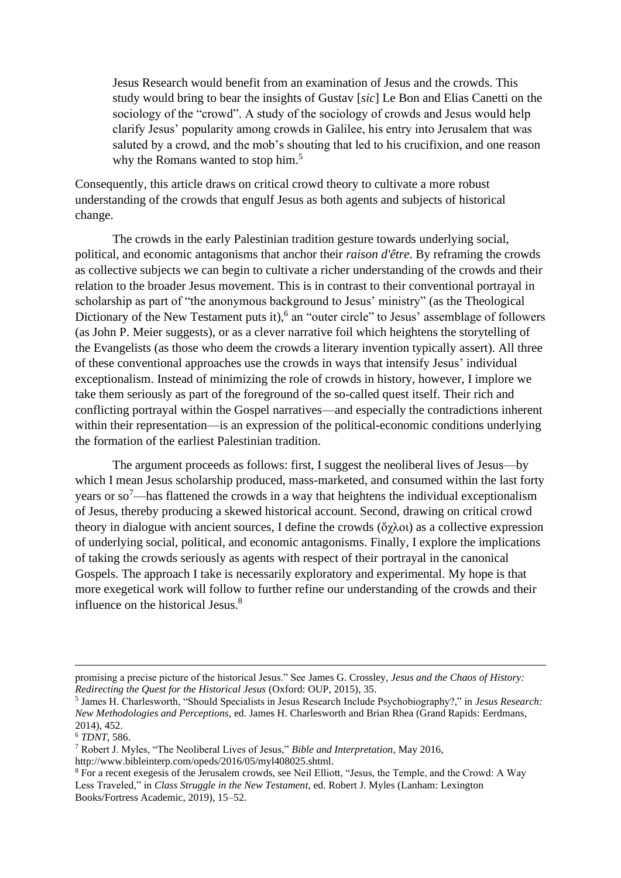> Jesus Research would benefit from an examination of Jesus and the crowds. This study would bring to bear the insights of Gustav [*sic*] Le Bon and Elias Canetti on the sociology of the "crowd". A study of the sociology of crowds and Jesus would help clarify Jesus' popularity among crowds in Galilee, his entry into Jerusalem that was saluted by a crowd, and the mob's shouting that led to his crucifixion, and one reason why the Romans wanted to stop him.[5]

Consequently, this article draws on critical crowd theory to cultivate a more robust understanding of the crowds that engulf Jesus as both agents and subjects of historical change.

The crowds in the early Palestinian tradition gesture towards underlying social, political, and economic antagonisms that anchor their *raison d'être*. By reframing the crowds as collective subjects we can begin to cultivate a richer understanding of the crowds and their relation to the broader Jesus movement. This is in contrast to their conventional portrayal in scholarship as part of "the anonymous background to Jesus' ministry" (as the Theological Dictionary of the New Testament puts it),[6] an "outer circle" to Jesus' assemblage of followers (as John P. Meier suggests), or as a clever narrative foil which heightens the storytelling of the Evangelists (as those who deem the crowds a literary invention typically assert). All three of these conventional approaches use the crowds in ways that intensify Jesus' individual exceptionalism. Instead of minimizing the role of crowds in history, however, I implore we take them seriously as part of the foreground of the so-called quest itself. Their rich and conflicting portrayal within the Gospel narratives—and especially the contradictions inherent within their representation—is an expression of the political-economic conditions underlying the formation of the earliest Palestinian tradition.

The argument proceeds as follows: first, I suggest the neoliberal lives of Jesus—by which I mean Jesus scholarship produced, mass-marketed, and consumed within the last forty years or so[7]—has flattened the crowds in a way that heightens the individual exceptionalism of Jesus, thereby producing a skewed historical account. Second, drawing on critical crowd theory in dialogue with ancient sources, I define the crowds (ὄχλοι) as a collective expression of underlying social, political, and economic antagonisms. Finally, I explore the implications of taking the crowds seriously as agents with respect of their portrayal in the canonical Gospels. The approach I take is necessarily exploratory and experimental. My hope is that more exegetical work will follow to further refine our understanding of the crowds and their influence on the historical Jesus.[8]

---

promising a precise picture of the historical Jesus." See James G. Crossley, *Jesus and the Chaos of History: Redirecting the Quest for the Historical Jesus* (Oxford: OUP, 2015), 35.

[5] James H. Charlesworth, "Should Specialists in Jesus Research Include Psychobiography?," in *Jesus Research: New Methodologies and Perceptions*, ed. James H. Charlesworth and Brian Rhea (Grand Rapids: Eerdmans, 2014), 452.

[6] *TDNT*, 586.

[7] Robert J. Myles, "The Neoliberal Lives of Jesus," *Bible and Interpretation*, May 2016, http://www.bibleinterp.com/opeds/2016/05/myl408025.shtml.

[8] For a recent exegesis of the Jerusalem crowds, see Neil Elliott, "Jesus, the Temple, and the Crowd: A Way Less Traveled," in *Class Struggle in the New Testament*, ed. Robert J. Myles (Lanham: Lexington Books/Fortress Academic, 2019), 15–52.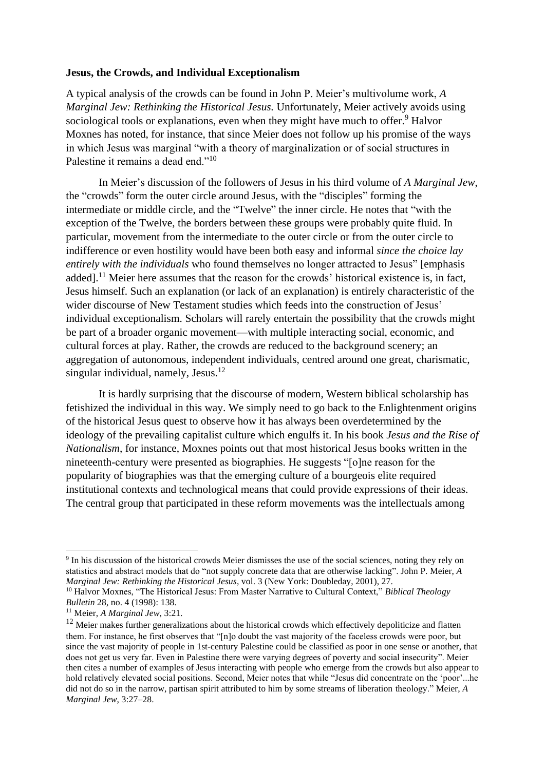**Jesus, the Crowds, and Individual Exceptionalism**

A typical analysis of the crowds can be found in John P. Meier's multivolume work, *A Marginal Jew: Rethinking the Historical Jesus.* Unfortunately, Meier actively avoids using sociological tools or explanations, even when they might have much to offer.[9] Halvor Moxnes has noted, for instance, that since Meier does not follow up his promise of the ways in which Jesus was marginal "with a theory of marginalization or of social structures in Palestine it remains a dead end."[10]

In Meier's discussion of the followers of Jesus in his third volume of *A Marginal Jew*, the "crowds" form the outer circle around Jesus, with the "disciples" forming the intermediate or middle circle, and the "Twelve" the inner circle. He notes that "with the exception of the Twelve, the borders between these groups were probably quite fluid. In particular, movement from the intermediate to the outer circle or from the outer circle to indifference or even hostility would have been both easy and informal *since the choice lay entirely with the individuals* who found themselves no longer attracted to Jesus" [emphasis added].[11] Meier here assumes that the reason for the crowds' historical existence is, in fact, Jesus himself. Such an explanation (or lack of an explanation) is entirely characteristic of the wider discourse of New Testament studies which feeds into the construction of Jesus' individual exceptionalism. Scholars will rarely entertain the possibility that the crowds might be part of a broader organic movement—with multiple interacting social, economic, and cultural forces at play. Rather, the crowds are reduced to the background scenery; an aggregation of autonomous, independent individuals, centred around one great, charismatic, singular individual, namely, Jesus.[12]

It is hardly surprising that the discourse of modern, Western biblical scholarship has fetishized the individual in this way. We simply need to go back to the Enlightenment origins of the historical Jesus quest to observe how it has always been overdetermined by the ideology of the prevailing capitalist culture which engulfs it. In his book *Jesus and the Rise of Nationalism*, for instance, Moxnes points out that most historical Jesus books written in the nineteenth-century were presented as biographies. He suggests "[o]ne reason for the popularity of biographies was that the emerging culture of a bourgeois elite required institutional contexts and technological means that could provide expressions of their ideas. The central group that participated in these reform movements was the intellectuals among

---

[9] In his discussion of the historical crowds Meier dismisses the use of the social sciences, noting they rely on statistics and abstract models that do "not supply concrete data that are otherwise lacking". John P. Meier, *A Marginal Jew: Rethinking the Historical Jesus*, vol. 3 (New York: Doubleday, 2001), 27.

[10] Halvor Moxnes, "The Historical Jesus: From Master Narrative to Cultural Context," *Biblical Theology Bulletin* 28, no. 4 (1998): 138.

[11] Meier, *A Marginal Jew*, 3:21.

[12] Meier makes further generalizations about the historical crowds which effectively depoliticize and flatten them. For instance, he first observes that "[n]o doubt the vast majority of the faceless crowds were poor, but since the vast majority of people in 1st-century Palestine could be classified as poor in one sense or another, that does not get us very far. Even in Palestine there were varying degrees of poverty and social insecurity". Meier then cites a number of examples of Jesus interacting with people who emerge from the crowds but also appear to hold relatively elevated social positions. Second, Meier notes that while "Jesus did concentrate on the 'poor'...he did not do so in the narrow, partisan spirit attributed to him by some streams of liberation theology." Meier, *A Marginal Jew*, 3:27–28.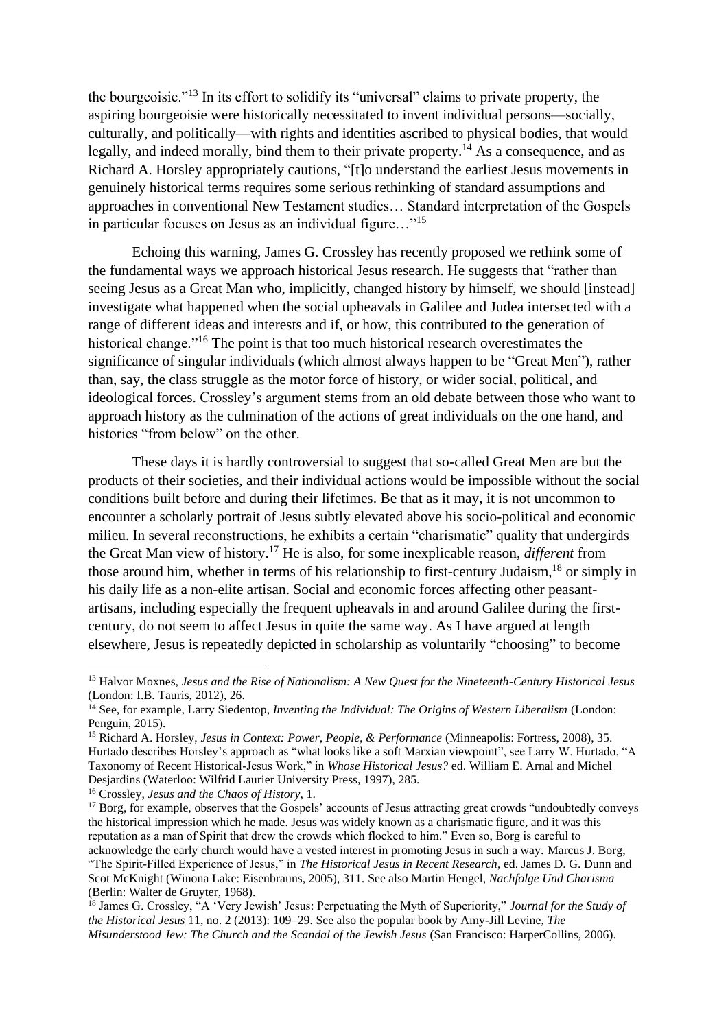the bourgeoisie."[13] In its effort to solidify its "universal" claims to private property, the aspiring bourgeoisie were historically necessitated to invent individual persons—socially, culturally, and politically—with rights and identities ascribed to physical bodies, that would legally, and indeed morally, bind them to their private property.[14] As a consequence, and as Richard A. Horsley appropriately cautions, "[t]o understand the earliest Jesus movements in genuinely historical terms requires some serious rethinking of standard assumptions and approaches in conventional New Testament studies… Standard interpretation of the Gospels in particular focuses on Jesus as an individual figure…"[15]

Echoing this warning, James G. Crossley has recently proposed we rethink some of the fundamental ways we approach historical Jesus research. He suggests that "rather than seeing Jesus as a Great Man who, implicitly, changed history by himself, we should [instead] investigate what happened when the social upheavals in Galilee and Judea intersected with a range of different ideas and interests and if, or how, this contributed to the generation of historical change."[16] The point is that too much historical research overestimates the significance of singular individuals (which almost always happen to be "Great Men"), rather than, say, the class struggle as the motor force of history, or wider social, political, and ideological forces. Crossley's argument stems from an old debate between those who want to approach history as the culmination of the actions of great individuals on the one hand, and histories "from below" on the other.

These days it is hardly controversial to suggest that so-called Great Men are but the products of their societies, and their individual actions would be impossible without the social conditions built before and during their lifetimes. Be that as it may, it is not uncommon to encounter a scholarly portrait of Jesus subtly elevated above his socio-political and economic milieu. In several reconstructions, he exhibits a certain "charismatic" quality that undergirds the Great Man view of history.[17] He is also, for some inexplicable reason, *different* from those around him, whether in terms of his relationship to first-century Judaism,[18] or simply in his daily life as a non-elite artisan. Social and economic forces affecting other peasant-artisans, including especially the frequent upheavals in and around Galilee during the first-century, do not seem to affect Jesus in quite the same way. As I have argued at length elsewhere, Jesus is repeatedly depicted in scholarship as voluntarily "choosing" to become

---

[13] Halvor Moxnes, *Jesus and the Rise of Nationalism: A New Quest for the Nineteenth-Century Historical Jesus* (London: I.B. Tauris, 2012), 26.

[14] See, for example, Larry Siedentop, *Inventing the Individual: The Origins of Western Liberalism* (London: Penguin, 2015).

[15] Richard A. Horsley, *Jesus in Context: Power, People, & Performance* (Minneapolis: Fortress, 2008), 35. Hurtado describes Horsley's approach as "what looks like a soft Marxian viewpoint", see Larry W. Hurtado, "A Taxonomy of Recent Historical-Jesus Work," in *Whose Historical Jesus?* ed. William E. Arnal and Michel Desjardins (Waterloo: Wilfrid Laurier University Press, 1997), 285.

[16] Crossley, *Jesus and the Chaos of History*, 1.

[17] Borg, for example, observes that the Gospels' accounts of Jesus attracting great crowds "undoubtedly conveys the historical impression which he made. Jesus was widely known as a charismatic figure, and it was this reputation as a man of Spirit that drew the crowds which flocked to him." Even so, Borg is careful to acknowledge the early church would have a vested interest in promoting Jesus in such a way. Marcus J. Borg, "The Spirit-Filled Experience of Jesus," in *The Historical Jesus in Recent Research*, ed. James D. G. Dunn and Scot McKnight (Winona Lake: Eisenbrauns, 2005), 311. See also Martin Hengel, *Nachfolge Und Charisma* (Berlin: Walter de Gruyter, 1968).

[18] James G. Crossley, "A 'Very Jewish' Jesus: Perpetuating the Myth of Superiority," *Journal for the Study of the Historical Jesus* 11, no. 2 (2013): 109–29. See also the popular book by Amy-Jill Levine, *The Misunderstood Jew: The Church and the Scandal of the Jewish Jesus* (San Francisco: HarperCollins, 2006).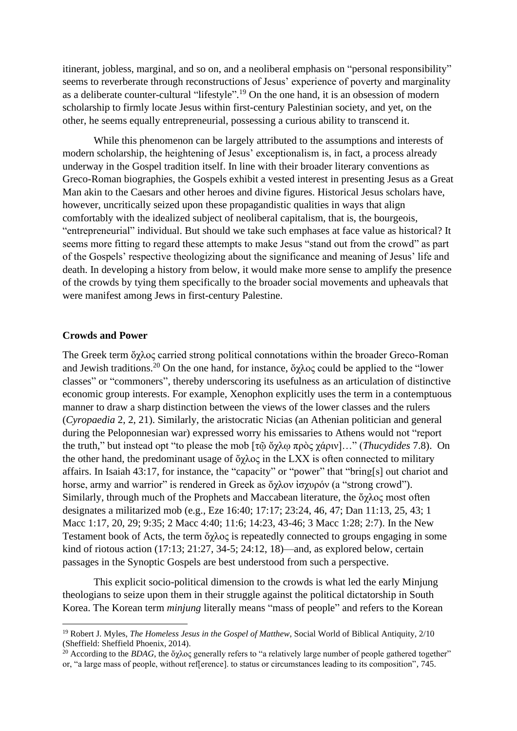itinerant, jobless, marginal, and so on, and a neoliberal emphasis on "personal responsibility" seems to reverberate through reconstructions of Jesus' experience of poverty and marginality as a deliberate counter-cultural "lifestyle".[19] On the one hand, it is an obsession of modern scholarship to firmly locate Jesus within first-century Palestinian society, and yet, on the other, he seems equally entrepreneurial, possessing a curious ability to transcend it.

While this phenomenon can be largely attributed to the assumptions and interests of modern scholarship, the heightening of Jesus' exceptionalism is, in fact, a process already underway in the Gospel tradition itself. In line with their broader literary conventions as Greco-Roman biographies, the Gospels exhibit a vested interest in presenting Jesus as a Great Man akin to the Caesars and other heroes and divine figures. Historical Jesus scholars have, however, uncritically seized upon these propagandistic qualities in ways that align comfortably with the idealized subject of neoliberal capitalism, that is, the bourgeois, "entrepreneurial" individual. But should we take such emphases at face value as historical? It seems more fitting to regard these attempts to make Jesus "stand out from the crowd" as part of the Gospels' respective theologizing about the significance and meaning of Jesus' life and death. In developing a history from below, it would make more sense to amplify the presence of the crowds by tying them specifically to the broader social movements and upheavals that were manifest among Jews in first-century Palestine.

**Crowds and Power**

The Greek term ὄχλος carried strong political connotations within the broader Greco-Roman and Jewish traditions.[20] On the one hand, for instance, ὄχλος could be applied to the "lower classes" or "commoners", thereby underscoring its usefulness as an articulation of distinctive economic group interests. For example, Xenophon explicitly uses the term in a contemptuous manner to draw a sharp distinction between the views of the lower classes and the rulers (*Cyropaedia* 2, 2, 21). Similarly, the aristocratic Nicias (an Athenian politician and general during the Peloponnesian war) expressed worry his emissaries to Athens would not "report the truth," but instead opt "to please the mob [τῷ ὄχλῳ πρὸς χάριν]…" (*Thucydides* 7.8). On the other hand, the predominant usage of ὄχλος in the LXX is often connected to military affairs. In Isaiah 43:17, for instance, the "capacity" or "power" that "bring[s] out chariot and horse, army and warrior" is rendered in Greek as ὄχλον ἰσχυρόν (a "strong crowd"). Similarly, through much of the Prophets and Maccabean literature, the ὄχλος most often designates a militarized mob (e.g., Eze 16:40; 17:17; 23:24, 46, 47; Dan 11:13, 25, 43; 1 Macc 1:17, 20, 29; 9:35; 2 Macc 4:40; 11:6; 14:23, 43-46; 3 Macc 1:28; 2:7). In the New Testament book of Acts, the term ὄχλος is repeatedly connected to groups engaging in some kind of riotous action (17:13; 21:27, 34-5; 24:12, 18)—and, as explored below, certain passages in the Synoptic Gospels are best understood from such a perspective.

This explicit socio-political dimension to the crowds is what led the early Minjung theologians to seize upon them in their struggle against the political dictatorship in South Korea. The Korean term *minjung* literally means "mass of people" and refers to the Korean

[19] Robert J. Myles, *The Homeless Jesus in the Gospel of Matthew*, Social World of Biblical Antiquity, 2/10 (Sheffield: Sheffield Phoenix, 2014).

[20] According to the *BDAG*, the ὄχλος generally refers to "a relatively large number of people gathered together" or, "a large mass of people, without ref[erence]. to status or circumstances leading to its composition", 745.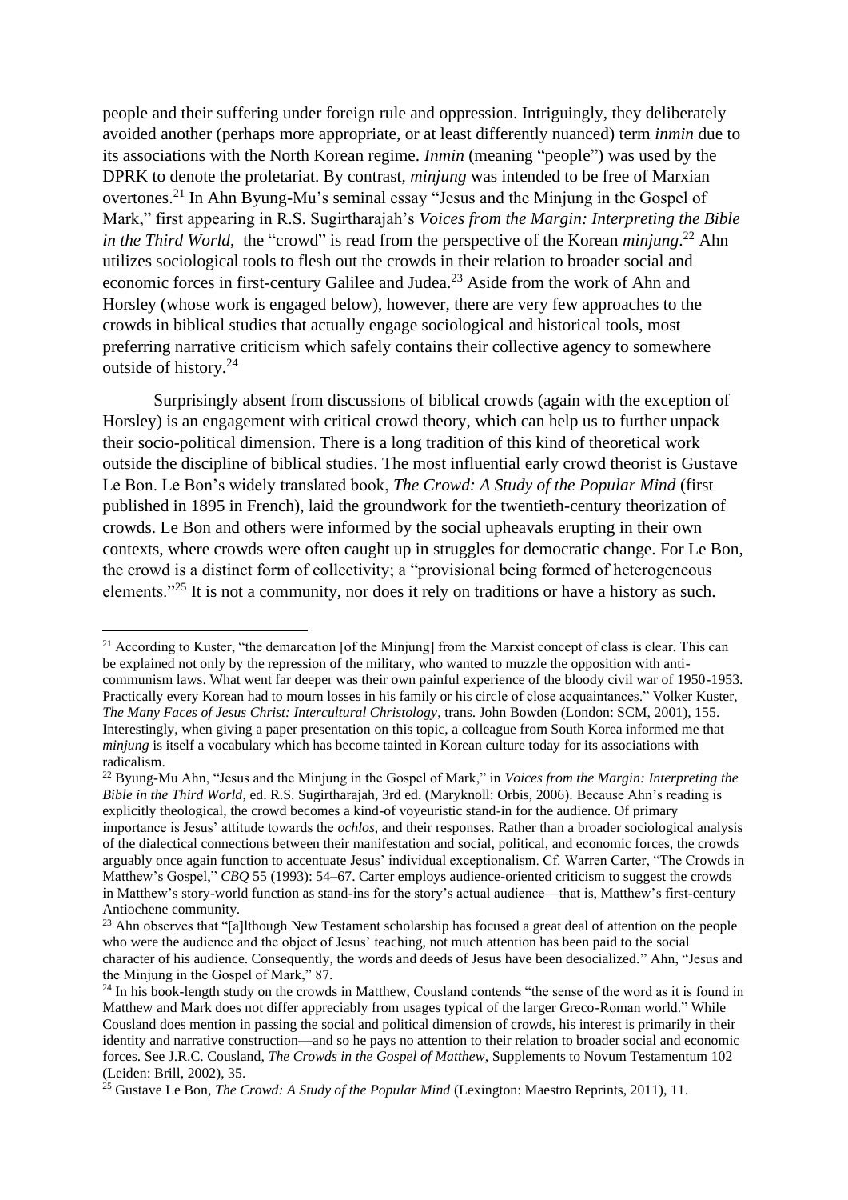people and their suffering under foreign rule and oppression. Intriguingly, they deliberately avoided another (perhaps more appropriate, or at least differently nuanced) term *inmin* due to its associations with the North Korean regime. *Inmin* (meaning "people") was used by the DPRK to denote the proletariat. By contrast, *minjung* was intended to be free of Marxian overtones.[21] In Ahn Byung-Mu's seminal essay "Jesus and the Minjung in the Gospel of Mark," first appearing in R.S. Sugirtharajah's *Voices from the Margin: Interpreting the Bible in the Third World*, the "crowd" is read from the perspective of the Korean *minjung*.[22] Ahn utilizes sociological tools to flesh out the crowds in their relation to broader social and economic forces in first-century Galilee and Judea.[23] Aside from the work of Ahn and Horsley (whose work is engaged below), however, there are very few approaches to the crowds in biblical studies that actually engage sociological and historical tools, most preferring narrative criticism which safely contains their collective agency to somewhere outside of history.[24]

Surprisingly absent from discussions of biblical crowds (again with the exception of Horsley) is an engagement with critical crowd theory, which can help us to further unpack their socio-political dimension. There is a long tradition of this kind of theoretical work outside the discipline of biblical studies. The most influential early crowd theorist is Gustave Le Bon. Le Bon's widely translated book, *The Crowd: A Study of the Popular Mind* (first published in 1895 in French), laid the groundwork for the twentieth-century theorization of crowds. Le Bon and others were informed by the social upheavals erupting in their own contexts, where crowds were often caught up in struggles for democratic change. For Le Bon, the crowd is a distinct form of collectivity; a "provisional being formed of heterogeneous elements."[25] It is not a community, nor does it rely on traditions or have a history as such.

---

[21] According to Kuster, "the demarcation [of the Minjung] from the Marxist concept of class is clear. This can be explained not only by the repression of the military, who wanted to muzzle the opposition with anti-communism laws. What went far deeper was their own painful experience of the bloody civil war of 1950-1953. Practically every Korean had to mourn losses in his family or his circle of close acquaintances." Volker Kuster, *The Many Faces of Jesus Christ: Intercultural Christology*, trans. John Bowden (London: SCM, 2001), 155. Interestingly, when giving a paper presentation on this topic, a colleague from South Korea informed me that *minjung* is itself a vocabulary which has become tainted in Korean culture today for its associations with radicalism.

[22] Byung-Mu Ahn, "Jesus and the Minjung in the Gospel of Mark," in *Voices from the Margin: Interpreting the Bible in the Third World*, ed. R.S. Sugirtharajah, 3rd ed. (Maryknoll: Orbis, 2006). Because Ahn's reading is explicitly theological, the crowd becomes a kind-of voyeuristic stand-in for the audience. Of primary importance is Jesus' attitude towards the *ochlos*, and their responses. Rather than a broader sociological analysis of the dialectical connections between their manifestation and social, political, and economic forces, the crowds arguably once again function to accentuate Jesus' individual exceptionalism. Cf. Warren Carter, "The Crowds in Matthew's Gospel," *CBQ* 55 (1993): 54–67. Carter employs audience-oriented criticism to suggest the crowds in Matthew's story-world function as stand-ins for the story's actual audience—that is, Matthew's first-century Antiochene community.

[23] Ahn observes that "[a]lthough New Testament scholarship has focused a great deal of attention on the people who were the audience and the object of Jesus' teaching, not much attention has been paid to the social character of his audience. Consequently, the words and deeds of Jesus have been desocialized." Ahn, "Jesus and the Minjung in the Gospel of Mark," 87.

[24] In his book-length study on the crowds in Matthew, Cousland contends "the sense of the word as it is found in Matthew and Mark does not differ appreciably from usages typical of the larger Greco-Roman world." While Cousland does mention in passing the social and political dimension of crowds, his interest is primarily in their identity and narrative construction—and so he pays no attention to their relation to broader social and economic forces. See J.R.C. Cousland, *The Crowds in the Gospel of Matthew*, Supplements to Novum Testamentum 102 (Leiden: Brill, 2002), 35.

[25] Gustave Le Bon, *The Crowd: A Study of the Popular Mind* (Lexington: Maestro Reprints, 2011), 11.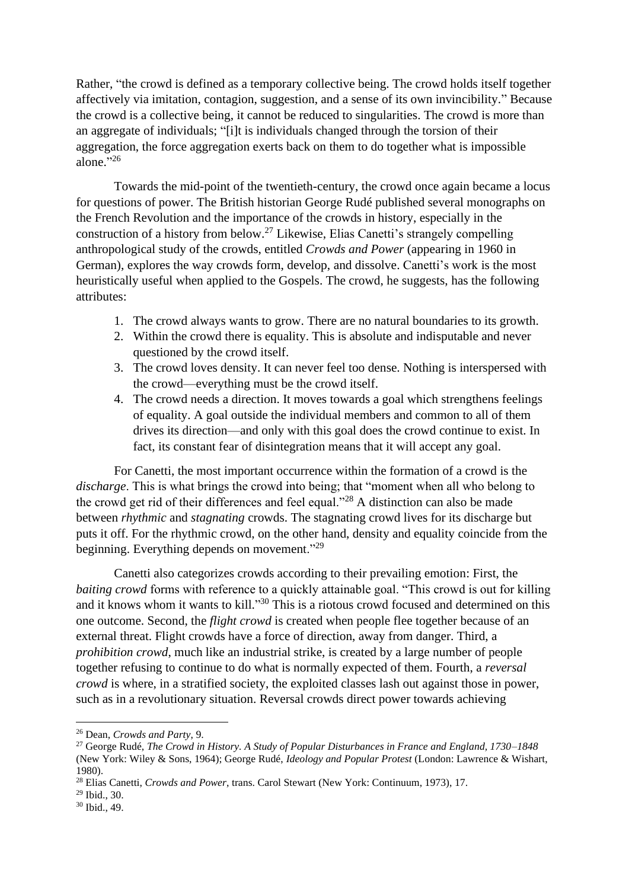Rather, "the crowd is defined as a temporary collective being. The crowd holds itself together affectively via imitation, contagion, suggestion, and a sense of its own invincibility." Because the crowd is a collective being, it cannot be reduced to singularities. The crowd is more than an aggregate of individuals; "[i]t is individuals changed through the torsion of their aggregation, the force aggregation exerts back on them to do together what is impossible alone."[26]

Towards the mid-point of the twentieth-century, the crowd once again became a locus for questions of power. The British historian George Rudé published several monographs on the French Revolution and the importance of the crowds in history, especially in the construction of a history from below.[27] Likewise, Elias Canetti's strangely compelling anthropological study of the crowds, entitled *Crowds and Power* (appearing in 1960 in German), explores the way crowds form, develop, and dissolve. Canetti's work is the most heuristically useful when applied to the Gospels. The crowd, he suggests, has the following attributes:

1. The crowd always wants to grow. There are no natural boundaries to its growth.
2. Within the crowd there is equality. This is absolute and indisputable and never questioned by the crowd itself.
3. The crowd loves density. It can never feel too dense. Nothing is interspersed with the crowd—everything must be the crowd itself.
4. The crowd needs a direction. It moves towards a goal which strengthens feelings of equality. A goal outside the individual members and common to all of them drives its direction—and only with this goal does the crowd continue to exist. In fact, its constant fear of disintegration means that it will accept any goal.

For Canetti, the most important occurrence within the formation of a crowd is the *discharge*. This is what brings the crowd into being; that "moment when all who belong to the crowd get rid of their differences and feel equal."[28] A distinction can also be made between *rhythmic* and *stagnating* crowds. The stagnating crowd lives for its discharge but puts it off. For the rhythmic crowd, on the other hand, density and equality coincide from the beginning. Everything depends on movement."[29]

Canetti also categorizes crowds according to their prevailing emotion: First, the *baiting crowd* forms with reference to a quickly attainable goal. "This crowd is out for killing and it knows whom it wants to kill."[30] This is a riotous crowd focused and determined on this one outcome. Second, the *flight crowd* is created when people flee together because of an external threat. Flight crowds have a force of direction, away from danger. Third, a *prohibition crowd*, much like an industrial strike, is created by a large number of people together refusing to continue to do what is normally expected of them. Fourth, a *reversal crowd* is where, in a stratified society, the exploited classes lash out against those in power, such as in a revolutionary situation. Reversal crowds direct power towards achieving

---

[26] Dean, *Crowds and Party*, 9.

[27] George Rudé, *The Crowd in History. A Study of Popular Disturbances in France and England, 1730–1848* (New York: Wiley & Sons, 1964); George Rudé, *Ideology and Popular Protest* (London: Lawrence & Wishart, 1980).

[28] Elias Canetti, *Crowds and Power*, trans. Carol Stewart (New York: Continuum, 1973), 17.

[29] Ibid., 30.

[30] Ibid., 49.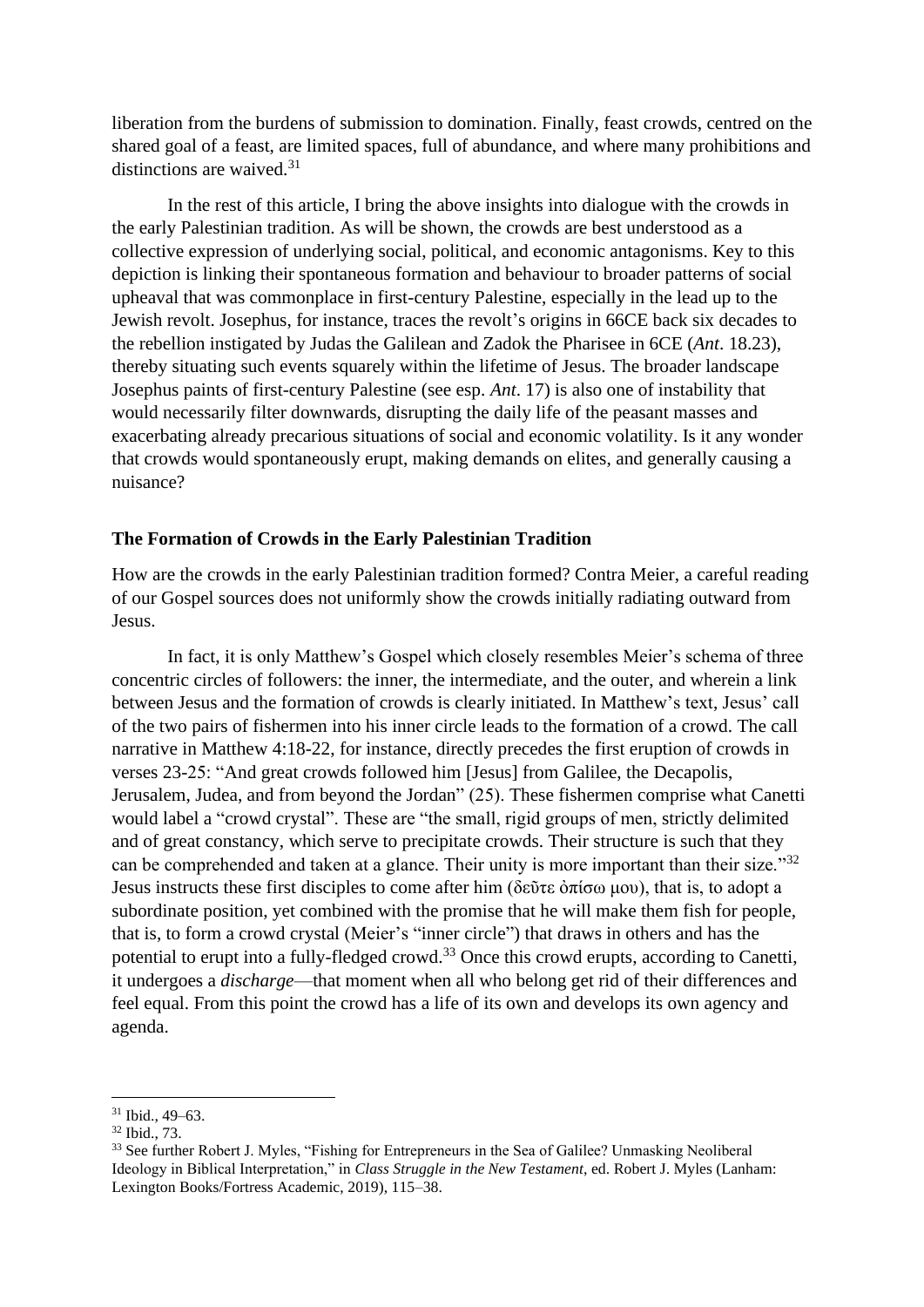liberation from the burdens of submission to domination. Finally, feast crowds, centred on the shared goal of a feast, are limited spaces, full of abundance, and where many prohibitions and distinctions are waived.[31]

In the rest of this article, I bring the above insights into dialogue with the crowds in the early Palestinian tradition. As will be shown, the crowds are best understood as a collective expression of underlying social, political, and economic antagonisms. Key to this depiction is linking their spontaneous formation and behaviour to broader patterns of social upheaval that was commonplace in first-century Palestine, especially in the lead up to the Jewish revolt. Josephus, for instance, traces the revolt's origins in 66CE back six decades to the rebellion instigated by Judas the Galilean and Zadok the Pharisee in 6CE (*Ant*. 18.23), thereby situating such events squarely within the lifetime of Jesus. The broader landscape Josephus paints of first-century Palestine (see esp. *Ant*. 17) is also one of instability that would necessarily filter downwards, disrupting the daily life of the peasant masses and exacerbating already precarious situations of social and economic volatility. Is it any wonder that crowds would spontaneously erupt, making demands on elites, and generally causing a nuisance?

## The Formation of Crowds in the Early Palestinian Tradition

How are the crowds in the early Palestinian tradition formed? Contra Meier, a careful reading of our Gospel sources does not uniformly show the crowds initially radiating outward from Jesus.

In fact, it is only Matthew's Gospel which closely resembles Meier's schema of three concentric circles of followers: the inner, the intermediate, and the outer, and wherein a link between Jesus and the formation of crowds is clearly initiated. In Matthew's text, Jesus' call of the two pairs of fishermen into his inner circle leads to the formation of a crowd. The call narrative in Matthew 4:18-22, for instance, directly precedes the first eruption of crowds in verses 23-25: "And great crowds followed him [Jesus] from Galilee, the Decapolis, Jerusalem, Judea, and from beyond the Jordan" (25). These fishermen comprise what Canetti would label a "crowd crystal". These are "the small, rigid groups of men, strictly delimited and of great constancy, which serve to precipitate crowds. Their structure is such that they can be comprehended and taken at a glance. Their unity is more important than their size."[32] Jesus instructs these first disciples to come after him (δεῦτε ὀπίσω μου), that is, to adopt a subordinate position, yet combined with the promise that he will make them fish for people, that is, to form a crowd crystal (Meier's "inner circle") that draws in others and has the potential to erupt into a fully-fledged crowd.[33] Once this crowd erupts, according to Canetti, it undergoes a *discharge*—that moment when all who belong get rid of their differences and feel equal. From this point the crowd has a life of its own and develops its own agency and agenda.

---

[31] Ibid., 49–63.

[32] Ibid., 73.

[33] See further Robert J. Myles, "Fishing for Entrepreneurs in the Sea of Galilee? Unmasking Neoliberal Ideology in Biblical Interpretation," in *Class Struggle in the New Testament*, ed. Robert J. Myles (Lanham: Lexington Books/Fortress Academic, 2019), 115–38.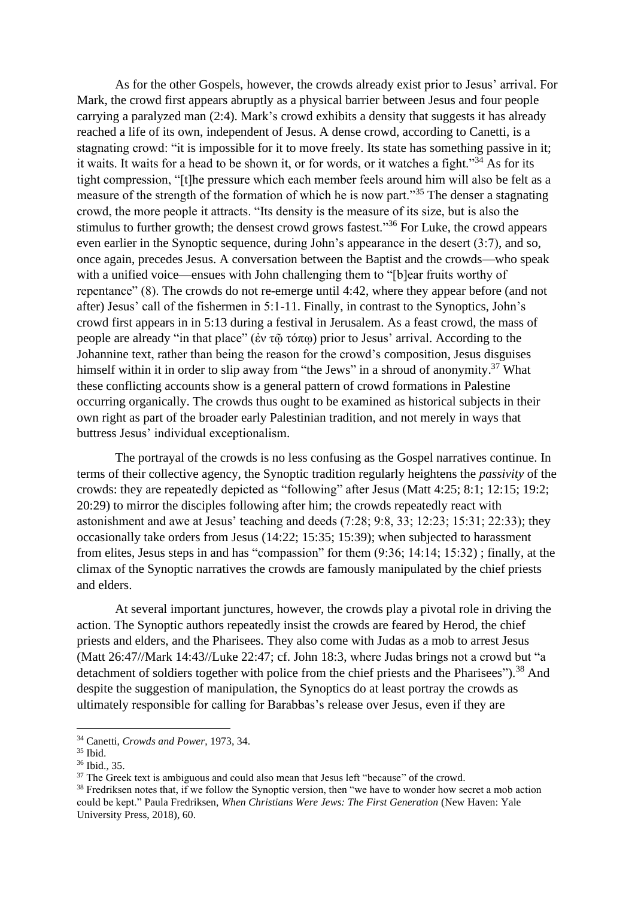As for the other Gospels, however, the crowds already exist prior to Jesus' arrival. For Mark, the crowd first appears abruptly as a physical barrier between Jesus and four people carrying a paralyzed man (2:4). Mark's crowd exhibits a density that suggests it has already reached a life of its own, independent of Jesus. A dense crowd, according to Canetti, is a stagnating crowd: "it is impossible for it to move freely. Its state has something passive in it; it waits. It waits for a head to be shown it, or for words, or it watches a fight."[34] As for its tight compression, "[t]he pressure which each member feels around him will also be felt as a measure of the strength of the formation of which he is now part."[35] The denser a stagnating crowd, the more people it attracts. "Its density is the measure of its size, but is also the stimulus to further growth; the densest crowd grows fastest."[36] For Luke, the crowd appears even earlier in the Synoptic sequence, during John's appearance in the desert (3:7), and so, once again, precedes Jesus. A conversation between the Baptist and the crowds—who speak with a unified voice—ensues with John challenging them to "[b]ear fruits worthy of repentance" (8). The crowds do not re-emerge until 4:42, where they appear before (and not after) Jesus' call of the fishermen in 5:1-11. Finally, in contrast to the Synoptics, John's crowd first appears in in 5:13 during a festival in Jerusalem. As a feast crowd, the mass of people are already "in that place" (ἐν τῷ τόπῳ) prior to Jesus' arrival. According to the Johannine text, rather than being the reason for the crowd's composition, Jesus disguises himself within it in order to slip away from "the Jews" in a shroud of anonymity.[37] What these conflicting accounts show is a general pattern of crowd formations in Palestine occurring organically. The crowds thus ought to be examined as historical subjects in their own right as part of the broader early Palestinian tradition, and not merely in ways that buttress Jesus' individual exceptionalism.

The portrayal of the crowds is no less confusing as the Gospel narratives continue. In terms of their collective agency, the Synoptic tradition regularly heightens the *passivity* of the crowds: they are repeatedly depicted as "following" after Jesus (Matt 4:25; 8:1; 12:15; 19:2; 20:29) to mirror the disciples following after him; the crowds repeatedly react with astonishment and awe at Jesus' teaching and deeds (7:28; 9:8, 33; 12:23; 15:31; 22:33); they occasionally take orders from Jesus (14:22; 15:35; 15:39); when subjected to harassment from elites, Jesus steps in and has "compassion" for them (9:36; 14:14; 15:32) ; finally, at the climax of the Synoptic narratives the crowds are famously manipulated by the chief priests and elders.

At several important junctures, however, the crowds play a pivotal role in driving the action. The Synoptic authors repeatedly insist the crowds are feared by Herod, the chief priests and elders, and the Pharisees. They also come with Judas as a mob to arrest Jesus (Matt 26:47//Mark 14:43//Luke 22:47; cf. John 18:3, where Judas brings not a crowd but "a detachment of soldiers together with police from the chief priests and the Pharisees").[38] And despite the suggestion of manipulation, the Synoptics do at least portray the crowds as ultimately responsible for calling for Barabbas's release over Jesus, even if they are

---

[34] Canetti, *Crowds and Power*, 1973, 34.

[35] Ibid.

[36] Ibid., 35.

[37] The Greek text is ambiguous and could also mean that Jesus left "because" of the crowd.

[38] Fredriksen notes that, if we follow the Synoptic version, then "we have to wonder how secret a mob action could be kept." Paula Fredriksen, *When Christians Were Jews: The First Generation* (New Haven: Yale University Press, 2018), 60.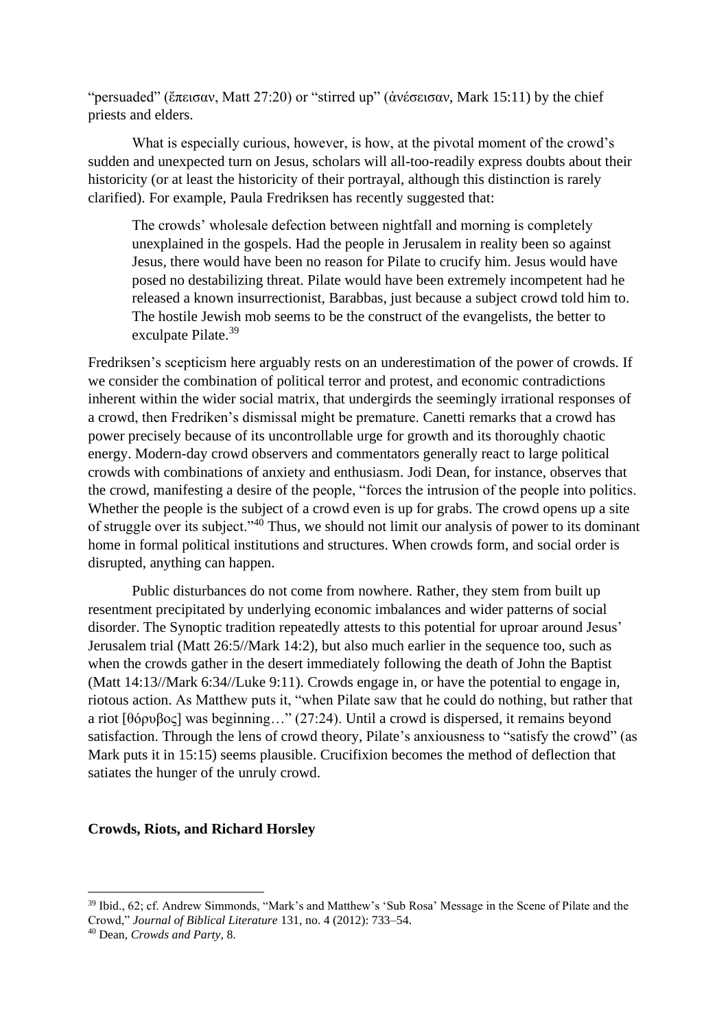"persuaded" (ἔπεισαν, Matt 27:20) or "stirred up" (ἀνέσεισαν, Mark 15:11) by the chief priests and elders.

What is especially curious, however, is how, at the pivotal moment of the crowd's sudden and unexpected turn on Jesus, scholars will all-too-readily express doubts about their historicity (or at least the historicity of their portrayal, although this distinction is rarely clarified). For example, Paula Fredriksen has recently suggested that:

> The crowds' wholesale defection between nightfall and morning is completely unexplained in the gospels. Had the people in Jerusalem in reality been so against Jesus, there would have been no reason for Pilate to crucify him. Jesus would have posed no destabilizing threat. Pilate would have been extremely incompetent had he released a known insurrectionist, Barabbas, just because a subject crowd told him to. The hostile Jewish mob seems to be the construct of the evangelists, the better to exculpate Pilate.[39]

Fredriksen's scepticism here arguably rests on an underestimation of the power of crowds. If we consider the combination of political terror and protest, and economic contradictions inherent within the wider social matrix, that undergirds the seemingly irrational responses of a crowd, then Fredriken's dismissal might be premature. Canetti remarks that a crowd has power precisely because of its uncontrollable urge for growth and its thoroughly chaotic energy. Modern-day crowd observers and commentators generally react to large political crowds with combinations of anxiety and enthusiasm. Jodi Dean, for instance, observes that the crowd, manifesting a desire of the people, "forces the intrusion of the people into politics. Whether the people is the subject of a crowd even is up for grabs. The crowd opens up a site of struggle over its subject."[40] Thus, we should not limit our analysis of power to its dominant home in formal political institutions and structures. When crowds form, and social order is disrupted, anything can happen.

Public disturbances do not come from nowhere. Rather, they stem from built up resentment precipitated by underlying economic imbalances and wider patterns of social disorder. The Synoptic tradition repeatedly attests to this potential for uproar around Jesus' Jerusalem trial (Matt 26:5//Mark 14:2), but also much earlier in the sequence too, such as when the crowds gather in the desert immediately following the death of John the Baptist (Matt 14:13//Mark 6:34//Luke 9:11). Crowds engage in, or have the potential to engage in, riotous action. As Matthew puts it, "when Pilate saw that he could do nothing, but rather that a riot [θόρυβος] was beginning…" (27:24). Until a crowd is dispersed, it remains beyond satisfaction. Through the lens of crowd theory, Pilate's anxiousness to "satisfy the crowd" (as Mark puts it in 15:15) seems plausible. Crucifixion becomes the method of deflection that satiates the hunger of the unruly crowd.

## Crowds, Riots, and Richard Horsley

[39] Ibid., 62; cf. Andrew Simmonds, "Mark's and Matthew's 'Sub Rosa' Message in the Scene of Pilate and the Crowd," *Journal of Biblical Literature* 131, no. 4 (2012): 733–54.

[40] Dean, *Crowds and Party*, 8.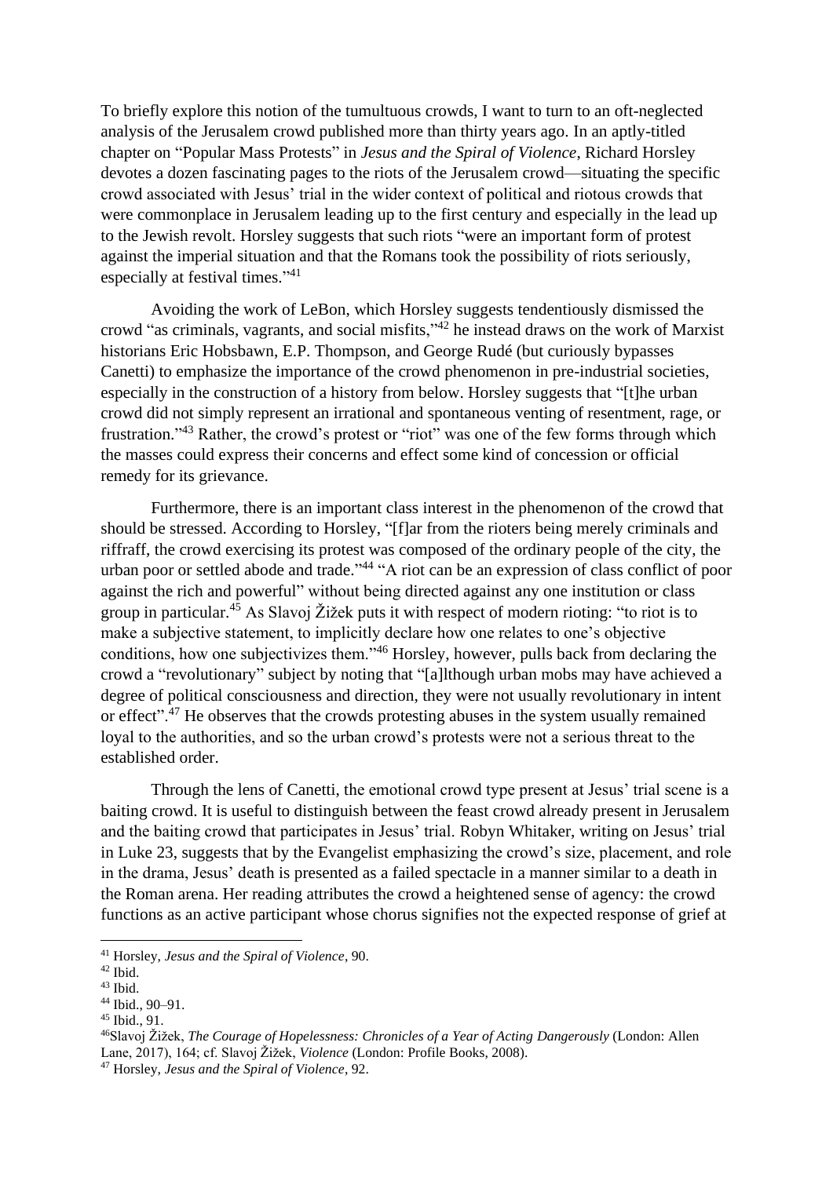To briefly explore this notion of the tumultuous crowds, I want to turn to an oft-neglected analysis of the Jerusalem crowd published more than thirty years ago. In an aptly-titled chapter on "Popular Mass Protests" in *Jesus and the Spiral of Violence*, Richard Horsley devotes a dozen fascinating pages to the riots of the Jerusalem crowd—situating the specific crowd associated with Jesus' trial in the wider context of political and riotous crowds that were commonplace in Jerusalem leading up to the first century and especially in the lead up to the Jewish revolt. Horsley suggests that such riots "were an important form of protest against the imperial situation and that the Romans took the possibility of riots seriously, especially at festival times."[41]

Avoiding the work of LeBon, which Horsley suggests tendentiously dismissed the crowd "as criminals, vagrants, and social misfits,"[42] he instead draws on the work of Marxist historians Eric Hobsbawn, E.P. Thompson, and George Rudé (but curiously bypasses Canetti) to emphasize the importance of the crowd phenomenon in pre-industrial societies, especially in the construction of a history from below. Horsley suggests that "[t]he urban crowd did not simply represent an irrational and spontaneous venting of resentment, rage, or frustration."[43] Rather, the crowd's protest or "riot" was one of the few forms through which the masses could express their concerns and effect some kind of concession or official remedy for its grievance.

Furthermore, there is an important class interest in the phenomenon of the crowd that should be stressed. According to Horsley, "[f]ar from the rioters being merely criminals and riffraff, the crowd exercising its protest was composed of the ordinary people of the city, the urban poor or settled abode and trade."[44] "A riot can be an expression of class conflict of poor against the rich and powerful" without being directed against any one institution or class group in particular.[45] As Slavoj Žižek puts it with respect of modern rioting: "to riot is to make a subjective statement, to implicitly declare how one relates to one's objective conditions, how one subjectivizes them."[46] Horsley, however, pulls back from declaring the crowd a "revolutionary" subject by noting that "[a]lthough urban mobs may have achieved a degree of political consciousness and direction, they were not usually revolutionary in intent or effect".[47] He observes that the crowds protesting abuses in the system usually remained loyal to the authorities, and so the urban crowd's protests were not a serious threat to the established order.

Through the lens of Canetti, the emotional crowd type present at Jesus' trial scene is a baiting crowd. It is useful to distinguish between the feast crowd already present in Jerusalem and the baiting crowd that participates in Jesus' trial. Robyn Whitaker, writing on Jesus' trial in Luke 23, suggests that by the Evangelist emphasizing the crowd's size, placement, and role in the drama, Jesus' death is presented as a failed spectacle in a manner similar to a death in the Roman arena. Her reading attributes the crowd a heightened sense of agency: the crowd functions as an active participant whose chorus signifies not the expected response of grief at

---

[41] Horsley, *Jesus and the Spiral of Violence*, 90.

[42] Ibid.

[43] Ibid.

[44] Ibid., 90–91.

[45] Ibid., 91.

[46] Slavoj Žižek, *The Courage of Hopelessness: Chronicles of a Year of Acting Dangerously* (London: Allen Lane, 2017), 164; cf. Slavoj Žižek, *Violence* (London: Profile Books, 2008).

[47] Horsley, *Jesus and the Spiral of Violence*, 92.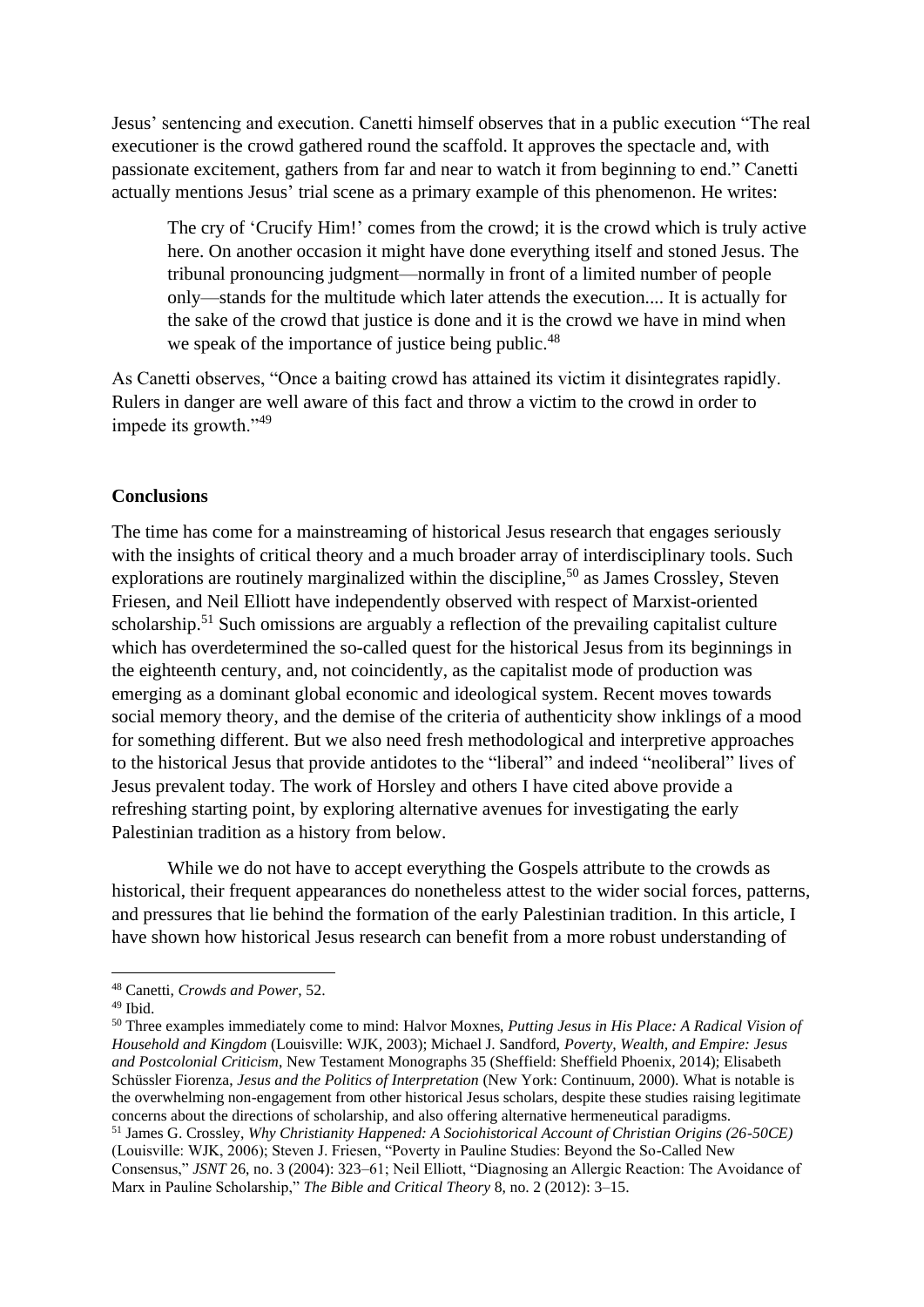Jesus' sentencing and execution. Canetti himself observes that in a public execution "The real executioner is the crowd gathered round the scaffold. It approves the spectacle and, with passionate excitement, gathers from far and near to watch it from beginning to end." Canetti actually mentions Jesus' trial scene as a primary example of this phenomenon. He writes:

> The cry of 'Crucify Him!' comes from the crowd; it is the crowd which is truly active here. On another occasion it might have done everything itself and stoned Jesus. The tribunal pronouncing judgment—normally in front of a limited number of people only—stands for the multitude which later attends the execution.... It is actually for the sake of the crowd that justice is done and it is the crowd we have in mind when we speak of the importance of justice being public.[48]

As Canetti observes, "Once a baiting crowd has attained its victim it disintegrates rapidly. Rulers in danger are well aware of this fact and throw a victim to the crowd in order to impede its growth."[49]

**Conclusions**

The time has come for a mainstreaming of historical Jesus research that engages seriously with the insights of critical theory and a much broader array of interdisciplinary tools. Such explorations are routinely marginalized within the discipline,[50] as James Crossley, Steven Friesen, and Neil Elliott have independently observed with respect of Marxist-oriented scholarship.[51] Such omissions are arguably a reflection of the prevailing capitalist culture which has overdetermined the so-called quest for the historical Jesus from its beginnings in the eighteenth century, and, not coincidently, as the capitalist mode of production was emerging as a dominant global economic and ideological system. Recent moves towards social memory theory, and the demise of the criteria of authenticity show inklings of a mood for something different. But we also need fresh methodological and interpretive approaches to the historical Jesus that provide antidotes to the "liberal" and indeed "neoliberal" lives of Jesus prevalent today. The work of Horsley and others I have cited above provide a refreshing starting point, by exploring alternative avenues for investigating the early Palestinian tradition as a history from below.

While we do not have to accept everything the Gospels attribute to the crowds as historical, their frequent appearances do nonetheless attest to the wider social forces, patterns, and pressures that lie behind the formation of the early Palestinian tradition. In this article, I have shown how historical Jesus research can benefit from a more robust understanding of

---

[48] Canetti, *Crowds and Power*, 52.

[49] Ibid.

[50] Three examples immediately come to mind: Halvor Moxnes, *Putting Jesus in His Place: A Radical Vision of Household and Kingdom* (Louisville: WJK, 2003); Michael J. Sandford, *Poverty, Wealth, and Empire: Jesus and Postcolonial Criticism*, New Testament Monographs 35 (Sheffield: Sheffield Phoenix, 2014); Elisabeth Schüssler Fiorenza, *Jesus and the Politics of Interpretation* (New York: Continuum, 2000). What is notable is the overwhelming non-engagement from other historical Jesus scholars, despite these studies raising legitimate concerns about the directions of scholarship, and also offering alternative hermeneutical paradigms.

[51] James G. Crossley, *Why Christianity Happened: A Sociohistorical Account of Christian Origins (26-50CE)* (Louisville: WJK, 2006); Steven J. Friesen, "Poverty in Pauline Studies: Beyond the So-Called New Consensus," *JSNT* 26, no. 3 (2004): 323–61; Neil Elliott, "Diagnosing an Allergic Reaction: The Avoidance of Marx in Pauline Scholarship," *The Bible and Critical Theory* 8, no. 2 (2012): 3–15.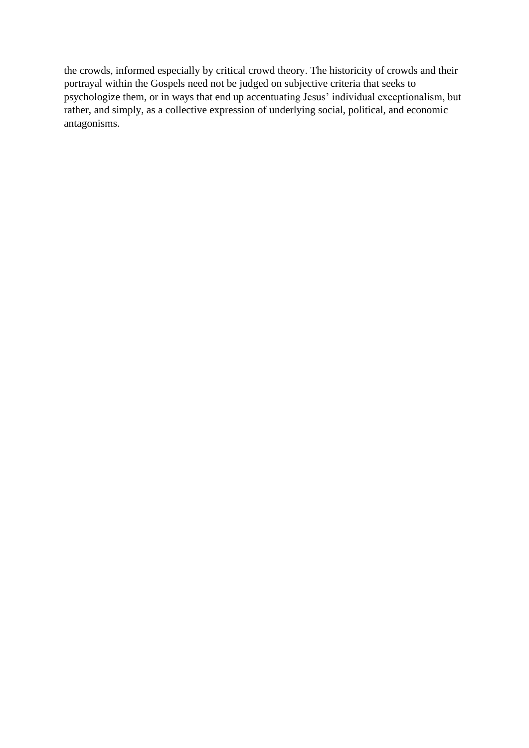the crowds, informed especially by critical crowd theory. The historicity of crowds and their portrayal within the Gospels need not be judged on subjective criteria that seeks to psychologize them, or in ways that end up accentuating Jesus' individual exceptionalism, but rather, and simply, as a collective expression of underlying social, political, and economic antagonisms.